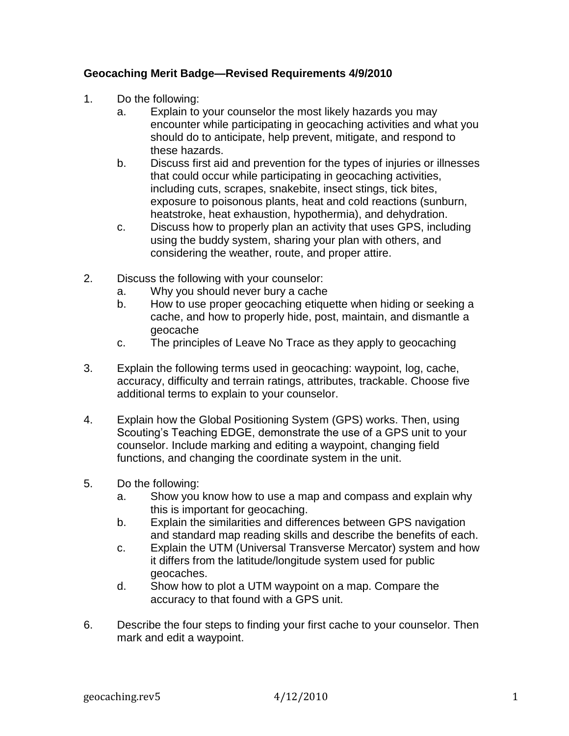**Geocaching Merit Badge—Revised Requirements 4/9/2010**

1. Do the following:
   a. Explain to your counselor the most likely hazards you may encounter while participating in geocaching activities and what you should do to anticipate, help prevent, mitigate, and respond to these hazards.
   b. Discuss first aid and prevention for the types of injuries or illnesses that could occur while participating in geocaching activities, including cuts, scrapes, snakebite, insect stings, tick bites, exposure to poisonous plants, heat and cold reactions (sunburn, heatstroke, heat exhaustion, hypothermia), and dehydration.
   c. Discuss how to properly plan an activity that uses GPS, including using the buddy system, sharing your plan with others, and considering the weather, route, and proper attire.

2. Discuss the following with your counselor:
   a. Why you should never bury a cache
   b. How to use proper geocaching etiquette when hiding or seeking a cache, and how to properly hide, post, maintain, and dismantle a geocache
   c. The principles of Leave No Trace as they apply to geocaching

3. Explain the following terms used in geocaching: waypoint, log, cache, accuracy, difficulty and terrain ratings, attributes, trackable. Choose five additional terms to explain to your counselor.

4. Explain how the Global Positioning System (GPS) works. Then, using Scouting's Teaching EDGE, demonstrate the use of a GPS unit to your counselor. Include marking and editing a waypoint, changing field functions, and changing the coordinate system in the unit.

5. Do the following:
   a. Show you know how to use a map and compass and explain why this is important for geocaching.
   b. Explain the similarities and differences between GPS navigation and standard map reading skills and describe the benefits of each.
   c. Explain the UTM (Universal Transverse Mercator) system and how it differs from the latitude/longitude system used for public geocaches.
   d. Show how to plot a UTM waypoint on a map. Compare the accuracy to that found with a GPS unit.

6. Describe the four steps to finding your first cache to your counselor. Then mark and edit a waypoint.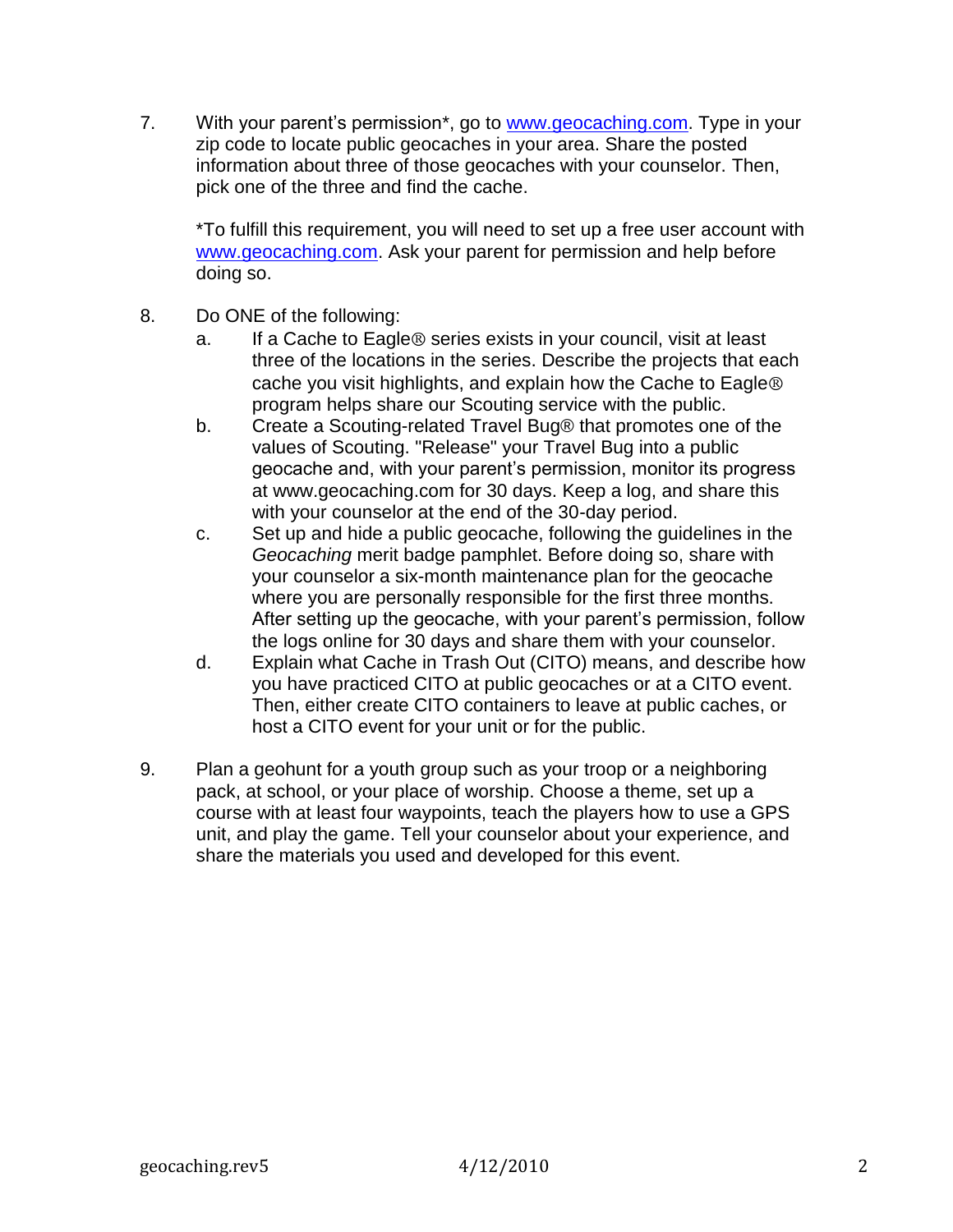7. With your parent's permission*, go to [www.geocaching.com](http://www.geocaching.com). Type in your zip code to locate public geocaches in your area. Share the posted information about three of those geocaches with your counselor. Then, pick one of the three and find the cache.

   *To fulfill this requirement, you will need to set up a free user account with [www.geocaching.com](http://www.geocaching.com). Ask your parent for permission and help before doing so.

8. Do ONE of the following:
   a. If a Cache to Eagle® series exists in your council, visit at least three of the locations in the series. Describe the projects that each cache you visit highlights, and explain how the Cache to Eagle® program helps share our Scouting service with the public.
   b. Create a Scouting-related Travel Bug® that promotes one of the values of Scouting. "Release" your Travel Bug into a public geocache and, with your parent's permission, monitor its progress at www.geocaching.com for 30 days. Keep a log, and share this with your counselor at the end of the 30-day period.
   c. Set up and hide a public geocache, following the guidelines in the *Geocaching* merit badge pamphlet. Before doing so, share with your counselor a six-month maintenance plan for the geocache where you are personally responsible for the first three months. After setting up the geocache, with your parent's permission, follow the logs online for 30 days and share them with your counselor.
   d. Explain what Cache in Trash Out (CITO) means, and describe how you have practiced CITO at public geocaches or at a CITO event. Then, either create CITO containers to leave at public caches, or host a CITO event for your unit or for the public.

9. Plan a geohunt for a youth group such as your troop or a neighboring pack, at school, or your place of worship. Choose a theme, set up a course with at least four waypoints, teach the players how to use a GPS unit, and play the game. Tell your counselor about your experience, and share the materials you used and developed for this event.